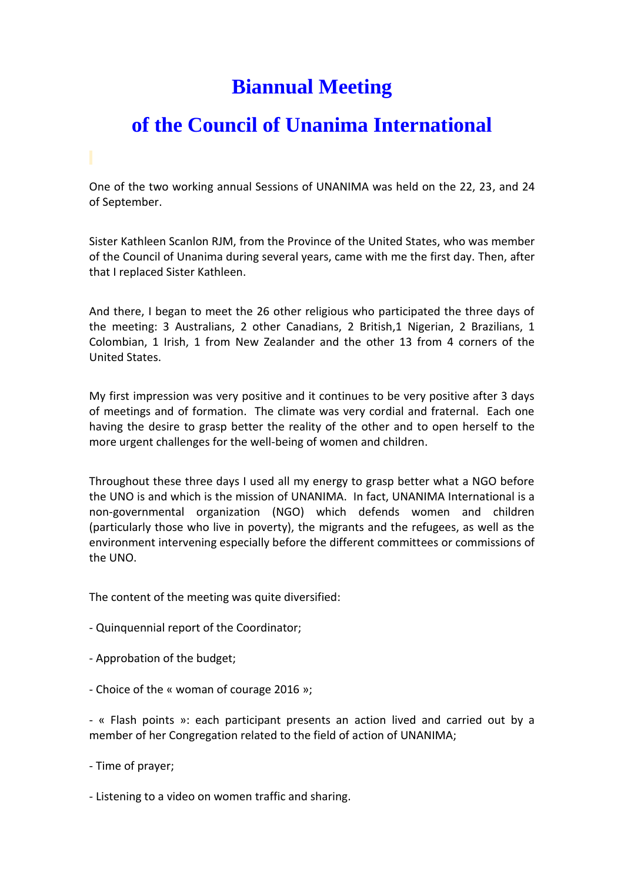# Biannual Meeting

# of the Council of Unanima International

One of the two working annual Sessions of UNANIMA was held on the 22, 23, and 24 of September.

Sister Kathleen Scanlon RJM, from the Province of the United States, who was member of the Council of Unanima during several years, came with me the first day. Then, after that I replaced Sister Kathleen.

And there, I began to meet the 26 other religious who participated the three days of the meeting: 3 Australians, 2 other Canadians, 2 British,1 Nigerian, 2 Brazilians, 1 Colombian, 1 Irish, 1 from New Zealander and the other 13 from 4 corners of the United States.

My first impression was very positive and it continues to be very positive after 3 days of meetings and of formation. The climate was very cordial and fraternal. Each one having the desire to grasp better the reality of the other and to open herself to the more urgent challenges for the well-being of women and children.

Throughout these three days I used all my energy to grasp better what a NGO before the UNO is and which is the mission of UNANIMA. In fact, UNANIMA International is a non-governmental organization (NGO) which defends women and children (particularly those who live in poverty), the migrants and the refugees, as well as the environment intervening especially before the different committees or commissions of the UNO.

The content of the meeting was quite diversified:

- Quinquennial report of the Coordinator;

- Approbation of the budget;

- Choice of the « woman of courage 2016 »;

- « Flash points »: each participant presents an action lived and carried out by a member of her Congregation related to the field of action of UNANIMA;

- Time of prayer;

- Listening to a video on women traffic and sharing.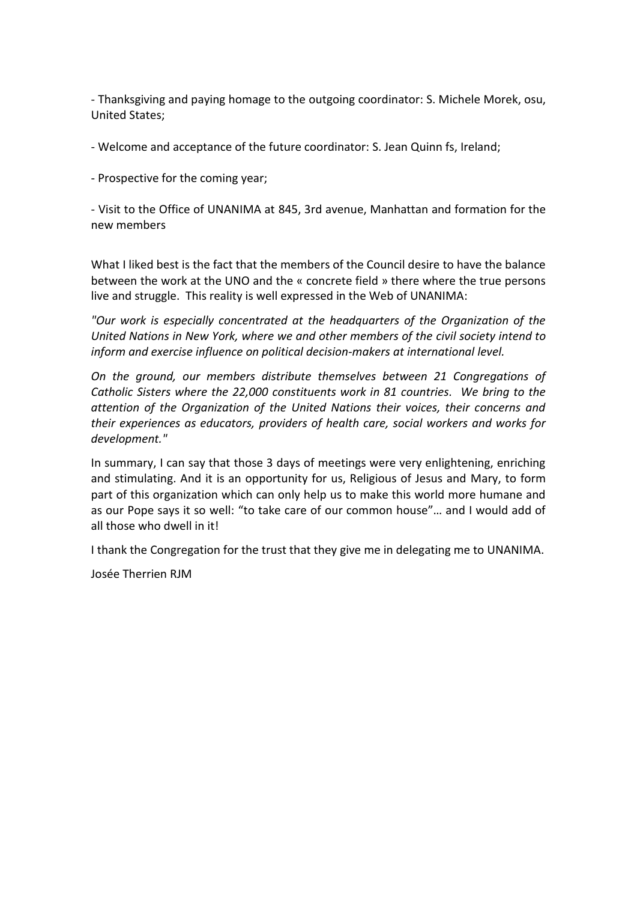- Thanksgiving and paying homage to the outgoing coordinator: S. Michele Morek, osu, United States;

- Welcome and acceptance of the future coordinator: S. Jean Quinn fs, Ireland;

- Prospective for the coming year;

- Visit to the Office of UNANIMA at 845, 3rd avenue, Manhattan and formation for the new members

What I liked best is the fact that the members of the Council desire to have the balance between the work at the UNO and the « concrete field » there where the true persons live and struggle. This reality is well expressed in the Web of UNANIMA:

*"Our work is especially concentrated at the headquarters of the Organization of the United Nations in New York, where we and other members of the civil society intend to inform and exercise influence on political decision-makers at international level.*

*On the ground, our members distribute themselves between 21 Congregations of Catholic Sisters where the 22,000 constituents work in 81 countries. We bring to the attention of the Organization of the United Nations their voices, their concerns and their experiences as educators, providers of health care, social workers and works for development."*

In summary, I can say that those 3 days of meetings were very enlightening, enriching and stimulating. And it is an opportunity for us, Religious of Jesus and Mary, to form part of this organization which can only help us to make this world more humane and as our Pope says it so well: "to take care of our common house"… and I would add of all those who dwell in it!

I thank the Congregation for the trust that they give me in delegating me to UNANIMA.

Josée Therrien RJM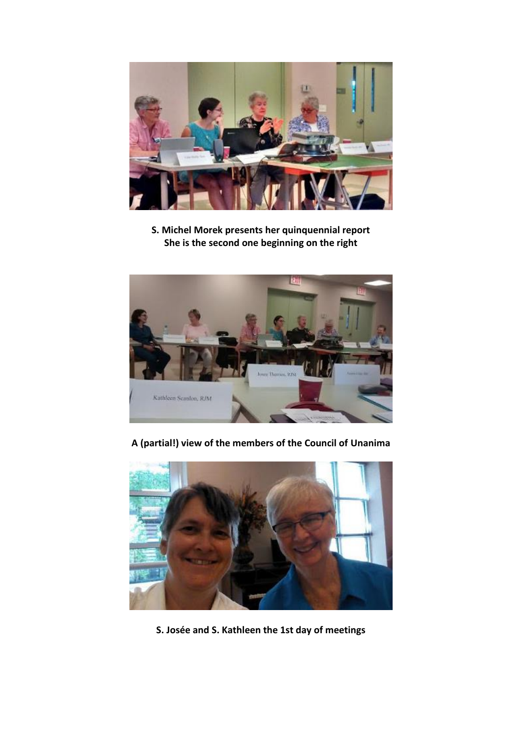**S. Michel Morek presents her quinquennial report**
**She is the second one beginning on the right**

**A (partial!) view of the members of the Council of Unanima**

**S. Josée and S. Kathleen the 1st day of meetings**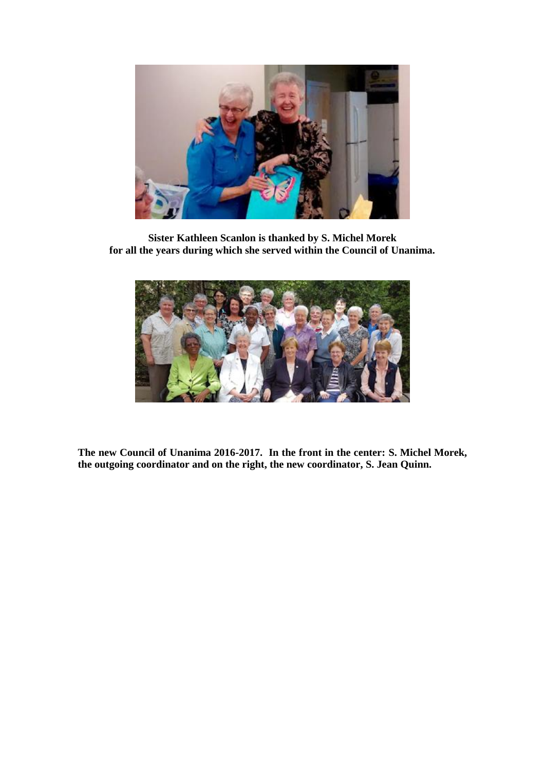**Sister Kathleen Scanlon is thanked by S. Michel Morek for all the years during which she served within the Council of Unanima.**

**The new Council of Unanima 2016-2017. In the front in the center: S. Michel Morek, the outgoing coordinator and on the right, the new coordinator, S. Jean Quinn.**